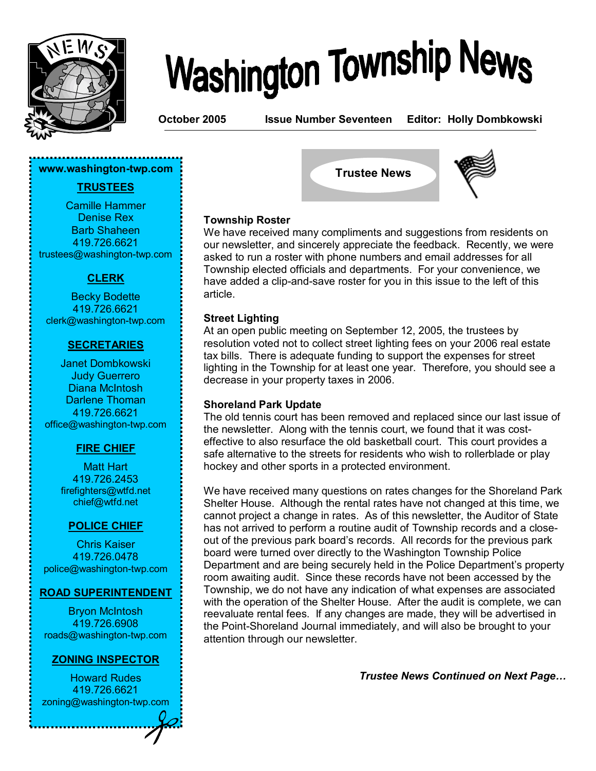# Washington Township News

**October 2005** **Issue Number Seventeen** **Editor: Holly Dombkowski**

**www.washington-twp.com**

**TRUSTEES**

Camille Hammer
Denise Rex
Barb Shaheen
419.726.6621
trustees@washington-twp.com

**CLERK**

Becky Bodette
419.726.6621
clerk@washington-twp.com

**SECRETARIES**

Janet Dombkowski
Judy Guerrero
Diana McIntosh
Darlene Thoman
419.726.6621
office@washington-twp.com

**FIRE CHIEF**

Matt Hart
419.726.2453
firefighters@wtfd.net
chief@wtfd.net

**POLICE CHIEF**

Chris Kaiser
419.726.0478
police@washington-twp.com

**ROAD SUPERINTENDENT**

Bryon McIntosh
419.726.6908
roads@washington-twp.com

**ZONING INSPECTOR**

Howard Rudes
419.726.6621
zoning@washington-twp.com

## Trustee News

### Township Roster

We have received many compliments and suggestions from residents on our newsletter, and sincerely appreciate the feedback. Recently, we were asked to run a roster with phone numbers and email addresses for all Township elected officials and departments. For your convenience, we have added a clip-and-save roster for you in this issue to the left of this article.

### Street Lighting

At an open public meeting on September 12, 2005, the trustees by resolution voted not to collect street lighting fees on your 2006 real estate tax bills. There is adequate funding to support the expenses for street lighting in the Township for at least one year. Therefore, you should see a decrease in your property taxes in 2006.

### Shoreland Park Update

The old tennis court has been removed and replaced since our last issue of the newsletter. Along with the tennis court, we found that it was cost-effective to also resurface the old basketball court. This court provides a safe alternative to the streets for residents who wish to rollerblade or play hockey and other sports in a protected environment.

We have received many questions on rates changes for the Shoreland Park Shelter House. Although the rental rates have not changed at this time, we cannot project a change in rates. As of this newsletter, the Auditor of State has not arrived to perform a routine audit of Township records and a close-out of the previous park board's records. All records for the previous park board were turned over directly to the Washington Township Police Department and are being securely held in the Police Department's property room awaiting audit. Since these records have not been accessed by the Township, we do not have any indication of what expenses are associated with the operation of the Shelter House. After the audit is complete, we can reevaluate rental fees. If any changes are made, they will be advertised in the Point-Shoreland Journal immediately, and will also be brought to your attention through our newsletter.

***Trustee News Continued on Next Page…***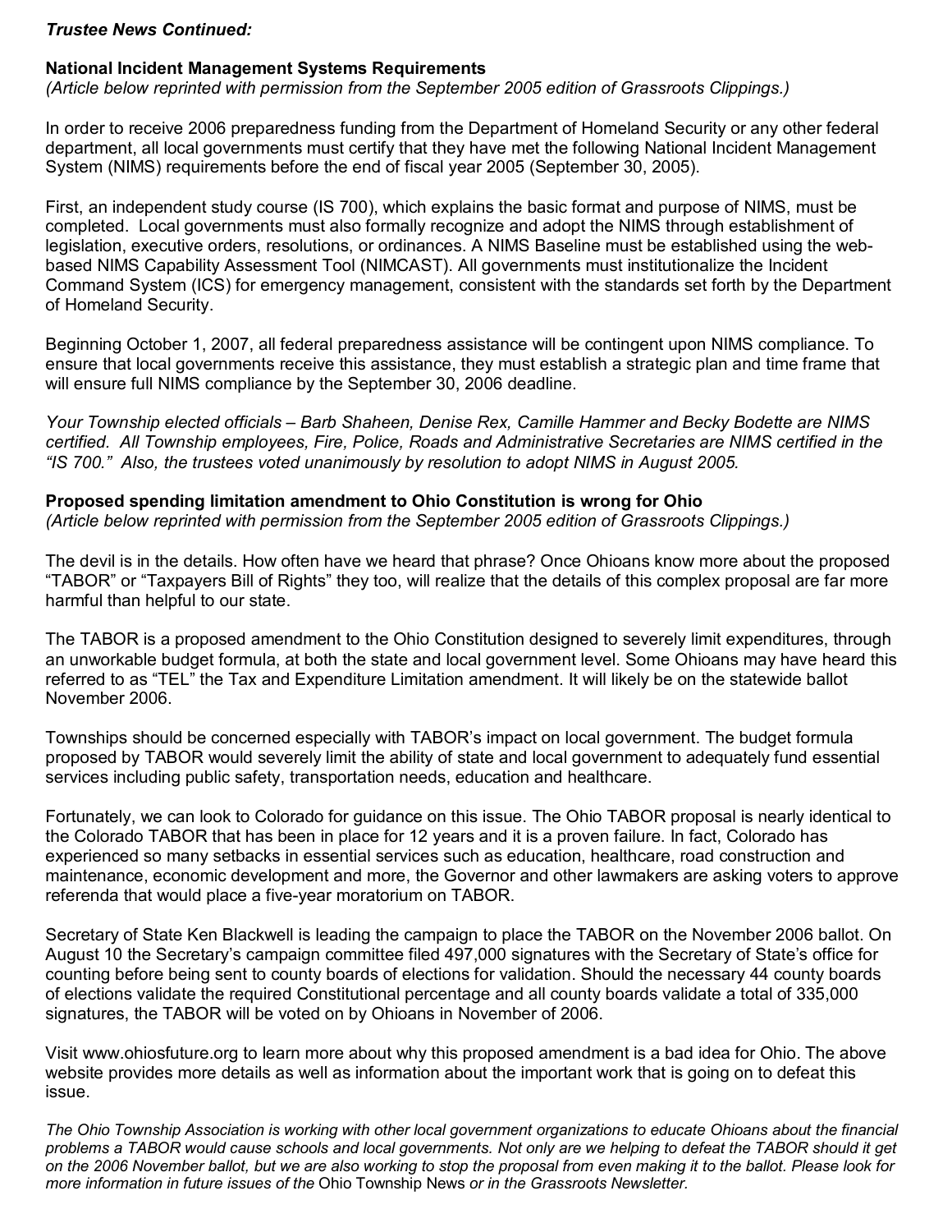***Trustee News Continued:***

**National Incident Management Systems Requirements**
*(Article below reprinted with permission from the September 2005 edition of Grassroots Clippings.)*

In order to receive 2006 preparedness funding from the Department of Homeland Security or any other federal department, all local governments must certify that they have met the following National Incident Management System (NIMS) requirements before the end of fiscal year 2005 (September 30, 2005).

First, an independent study course (IS 700), which explains the basic format and purpose of NIMS, must be completed. Local governments must also formally recognize and adopt the NIMS through establishment of legislation, executive orders, resolutions, or ordinances. A NIMS Baseline must be established using the web-based NIMS Capability Assessment Tool (NIMCAST). All governments must institutionalize the Incident Command System (ICS) for emergency management, consistent with the standards set forth by the Department of Homeland Security.

Beginning October 1, 2007, all federal preparedness assistance will be contingent upon NIMS compliance. To ensure that local governments receive this assistance, they must establish a strategic plan and time frame that will ensure full NIMS compliance by the September 30, 2006 deadline.

*Your Township elected officials – Barb Shaheen, Denise Rex, Camille Hammer and Becky Bodette are NIMS certified. All Township employees, Fire, Police, Roads and Administrative Secretaries are NIMS certified in the "IS 700." Also, the trustees voted unanimously by resolution to adopt NIMS in August 2005.*

**Proposed spending limitation amendment to Ohio Constitution is wrong for Ohio**
*(Article below reprinted with permission from the September 2005 edition of Grassroots Clippings.)*

The devil is in the details. How often have we heard that phrase? Once Ohioans know more about the proposed "TABOR" or "Taxpayers Bill of Rights" they too, will realize that the details of this complex proposal are far more harmful than helpful to our state.

The TABOR is a proposed amendment to the Ohio Constitution designed to severely limit expenditures, through an unworkable budget formula, at both the state and local government level. Some Ohioans may have heard this referred to as "TEL" the Tax and Expenditure Limitation amendment. It will likely be on the statewide ballot November 2006.

Townships should be concerned especially with TABOR's impact on local government. The budget formula proposed by TABOR would severely limit the ability of state and local government to adequately fund essential services including public safety, transportation needs, education and healthcare.

Fortunately, we can look to Colorado for guidance on this issue. The Ohio TABOR proposal is nearly identical to the Colorado TABOR that has been in place for 12 years and it is a proven failure. In fact, Colorado has experienced so many setbacks in essential services such as education, healthcare, road construction and maintenance, economic development and more, the Governor and other lawmakers are asking voters to approve referenda that would place a five-year moratorium on TABOR.

Secretary of State Ken Blackwell is leading the campaign to place the TABOR on the November 2006 ballot. On August 10 the Secretary's campaign committee filed 497,000 signatures with the Secretary of State's office for counting before being sent to county boards of elections for validation. Should the necessary 44 county boards of elections validate the required Constitutional percentage and all county boards validate a total of 335,000 signatures, the TABOR will be voted on by Ohioans in November of 2006.

Visit www.ohiosfuture.org to learn more about why this proposed amendment is a bad idea for Ohio. The above website provides more details as well as information about the important work that is going on to defeat this issue.

*The Ohio Township Association is working with other local government organizations to educate Ohioans about the financial problems a TABOR would cause schools and local governments. Not only are we helping to defeat the TABOR should it get on the 2006 November ballot, but we are also working to stop the proposal from even making it to the ballot. Please look for more information in future issues of the* Ohio Township News *or in the Grassroots Newsletter.*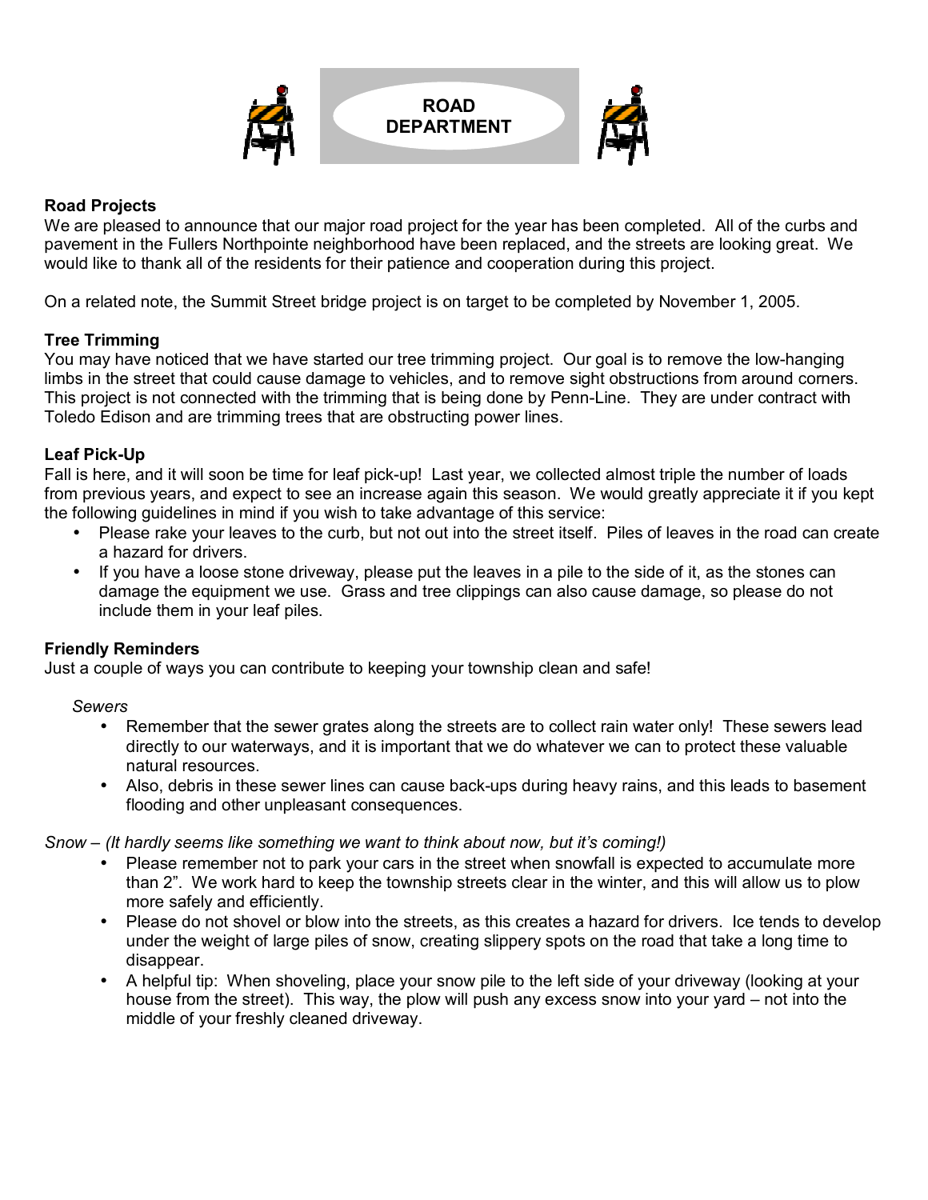# ROAD DEPARTMENT

**Road Projects**

We are pleased to announce that our major road project for the year has been completed. All of the curbs and pavement in the Fullers Northpointe neighborhood have been replaced, and the streets are looking great. We would like to thank all of the residents for their patience and cooperation during this project.

On a related note, the Summit Street bridge project is on target to be completed by November 1, 2005.

**Tree Trimming**

You may have noticed that we have started our tree trimming project. Our goal is to remove the low-hanging limbs in the street that could cause damage to vehicles, and to remove sight obstructions from around corners. This project is not connected with the trimming that is being done by Penn-Line. They are under contract with Toledo Edison and are trimming trees that are obstructing power lines.

**Leaf Pick-Up**

Fall is here, and it will soon be time for leaf pick-up! Last year, we collected almost triple the number of loads from previous years, and expect to see an increase again this season. We would greatly appreciate it if you kept the following guidelines in mind if you wish to take advantage of this service:

- Please rake your leaves to the curb, but not out into the street itself. Piles of leaves in the road can create a hazard for drivers.
- If you have a loose stone driveway, please put the leaves in a pile to the side of it, as the stones can damage the equipment we use. Grass and tree clippings can also cause damage, so please do not include them in your leaf piles.

**Friendly Reminders**

Just a couple of ways you can contribute to keeping your township clean and safe!

*Sewers*

- Remember that the sewer grates along the streets are to collect rain water only! These sewers lead directly to our waterways, and it is important that we do whatever we can to protect these valuable natural resources.
- Also, debris in these sewer lines can cause back-ups during heavy rains, and this leads to basement flooding and other unpleasant consequences.

*Snow – (It hardly seems like something we want to think about now, but it's coming!)*

- Please remember not to park your cars in the street when snowfall is expected to accumulate more than 2". We work hard to keep the township streets clear in the winter, and this will allow us to plow more safely and efficiently.
- Please do not shovel or blow into the streets, as this creates a hazard for drivers. Ice tends to develop under the weight of large piles of snow, creating slippery spots on the road that take a long time to disappear.
- A helpful tip: When shoveling, place your snow pile to the left side of your driveway (looking at your house from the street). This way, the plow will push any excess snow into your yard – not into the middle of your freshly cleaned driveway.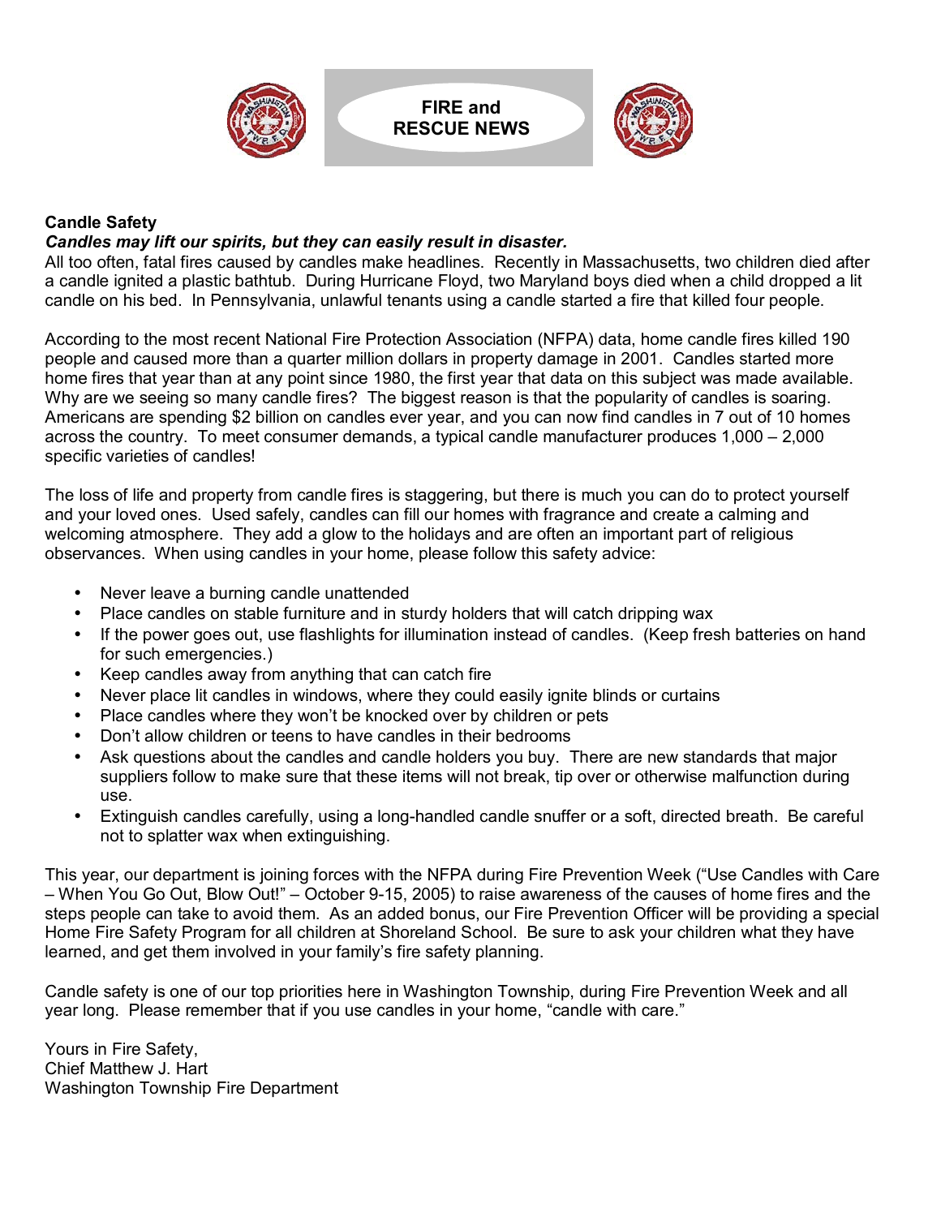# FIRE and RESCUE NEWS

**Candle Safety**

***Candles may lift our spirits, but they can easily result in disaster.***

All too often, fatal fires caused by candles make headlines. Recently in Massachusetts, two children died after a candle ignited a plastic bathtub. During Hurricane Floyd, two Maryland boys died when a child dropped a lit candle on his bed. In Pennsylvania, unlawful tenants using a candle started a fire that killed four people.

According to the most recent National Fire Protection Association (NFPA) data, home candle fires killed 190 people and caused more than a quarter million dollars in property damage in 2001. Candles started more home fires that year than at any point since 1980, the first year that data on this subject was made available. Why are we seeing so many candle fires? The biggest reason is that the popularity of candles is soaring. Americans are spending $2 billion on candles ever year, and you can now find candles in 7 out of 10 homes across the country. To meet consumer demands, a typical candle manufacturer produces 1,000 – 2,000 specific varieties of candles!

The loss of life and property from candle fires is staggering, but there is much you can do to protect yourself and your loved ones. Used safely, candles can fill our homes with fragrance and create a calming and welcoming atmosphere. They add a glow to the holidays and are often an important part of religious observances. When using candles in your home, please follow this safety advice:

- Never leave a burning candle unattended
- Place candles on stable furniture and in sturdy holders that will catch dripping wax
- If the power goes out, use flashlights for illumination instead of candles. (Keep fresh batteries on hand for such emergencies.)
- Keep candles away from anything that can catch fire
- Never place lit candles in windows, where they could easily ignite blinds or curtains
- Place candles where they won't be knocked over by children or pets
- Don't allow children or teens to have candles in their bedrooms
- Ask questions about the candles and candle holders you buy. There are new standards that major suppliers follow to make sure that these items will not break, tip over or otherwise malfunction during use.
- Extinguish candles carefully, using a long-handled candle snuffer or a soft, directed breath. Be careful not to splatter wax when extinguishing.

This year, our department is joining forces with the NFPA during Fire Prevention Week ("Use Candles with Care – When You Go Out, Blow Out!" – October 9-15, 2005) to raise awareness of the causes of home fires and the steps people can take to avoid them. As an added bonus, our Fire Prevention Officer will be providing a special Home Fire Safety Program for all children at Shoreland School. Be sure to ask your children what they have learned, and get them involved in your family's fire safety planning.

Candle safety is one of our top priorities here in Washington Township, during Fire Prevention Week and all year long. Please remember that if you use candles in your home, "candle with care."

Yours in Fire Safety,
Chief Matthew J. Hart
Washington Township Fire Department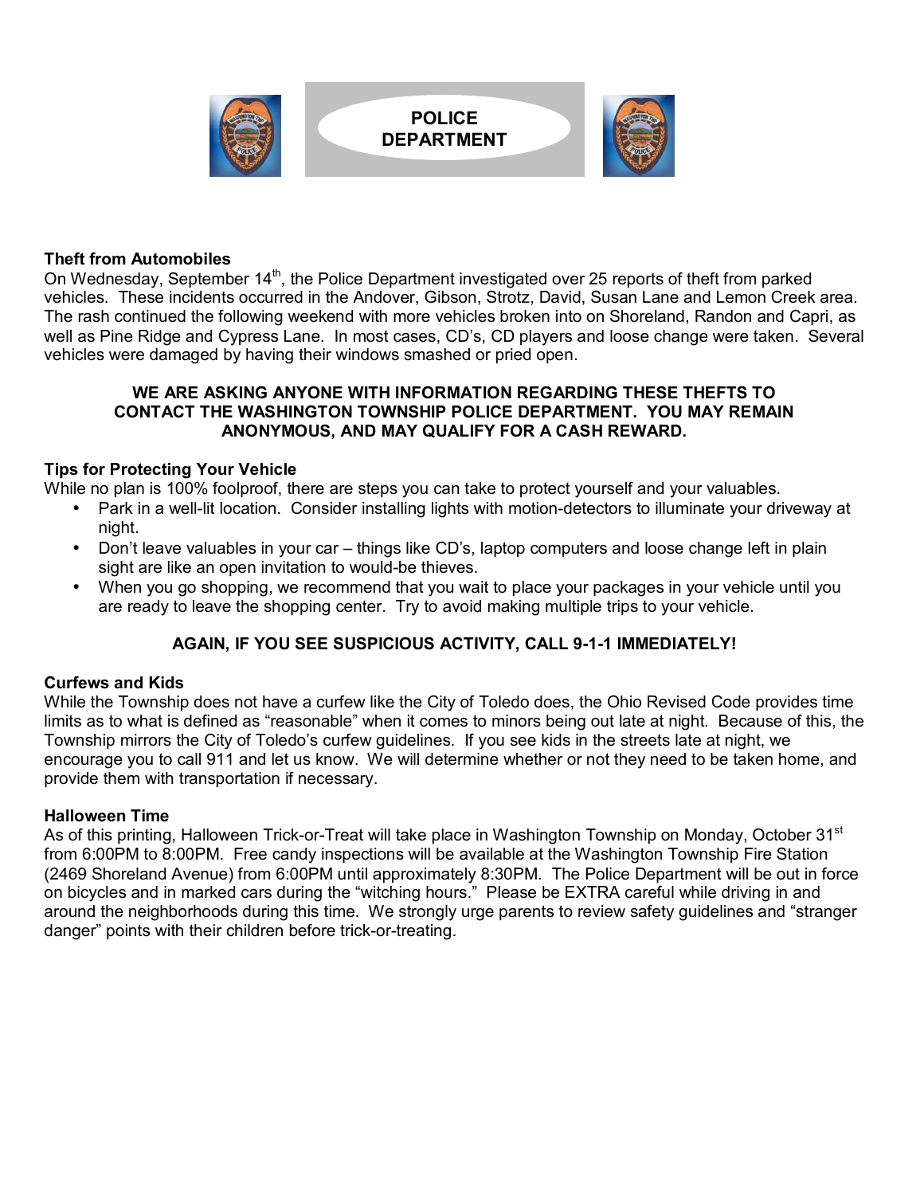# POLICE DEPARTMENT

### Theft from Automobiles

On Wednesday, September 14th, the Police Department investigated over 25 reports of theft from parked vehicles. These incidents occurred in the Andover, Gibson, Strotz, David, Susan Lane and Lemon Creek area. The rash continued the following weekend with more vehicles broken into on Shoreland, Randon and Capri, as well as Pine Ridge and Cypress Lane. In most cases, CD's, CD players and loose change were taken. Several vehicles were damaged by having their windows smashed or pried open.

**WE ARE ASKING ANYONE WITH INFORMATION REGARDING THESE THEFTS TO CONTACT THE WASHINGTON TOWNSHIP POLICE DEPARTMENT. YOU MAY REMAIN ANONYMOUS, AND MAY QUALIFY FOR A CASH REWARD.**

### Tips for Protecting Your Vehicle

While no plan is 100% foolproof, there are steps you can take to protect yourself and your valuables.

- Park in a well-lit location. Consider installing lights with motion-detectors to illuminate your driveway at night.
- Don't leave valuables in your car – things like CD's, laptop computers and loose change left in plain sight are like an open invitation to would-be thieves.
- When you go shopping, we recommend that you wait to place your packages in your vehicle until you are ready to leave the shopping center. Try to avoid making multiple trips to your vehicle.

**AGAIN, IF YOU SEE SUSPICIOUS ACTIVITY, CALL 9-1-1 IMMEDIATELY!**

### Curfews and Kids

While the Township does not have a curfew like the City of Toledo does, the Ohio Revised Code provides time limits as to what is defined as "reasonable" when it comes to minors being out late at night. Because of this, the Township mirrors the City of Toledo's curfew guidelines. If you see kids in the streets late at night, we encourage you to call 911 and let us know. We will determine whether or not they need to be taken home, and provide them with transportation if necessary.

### Halloween Time

As of this printing, Halloween Trick-or-Treat will take place in Washington Township on Monday, October 31st from 6:00PM to 8:00PM. Free candy inspections will be available at the Washington Township Fire Station (2469 Shoreland Avenue) from 6:00PM until approximately 8:30PM. The Police Department will be out in force on bicycles and in marked cars during the "witching hours." Please be EXTRA careful while driving in and around the neighborhoods during this time. We strongly urge parents to review safety guidelines and "stranger danger" points with their children before trick-or-treating.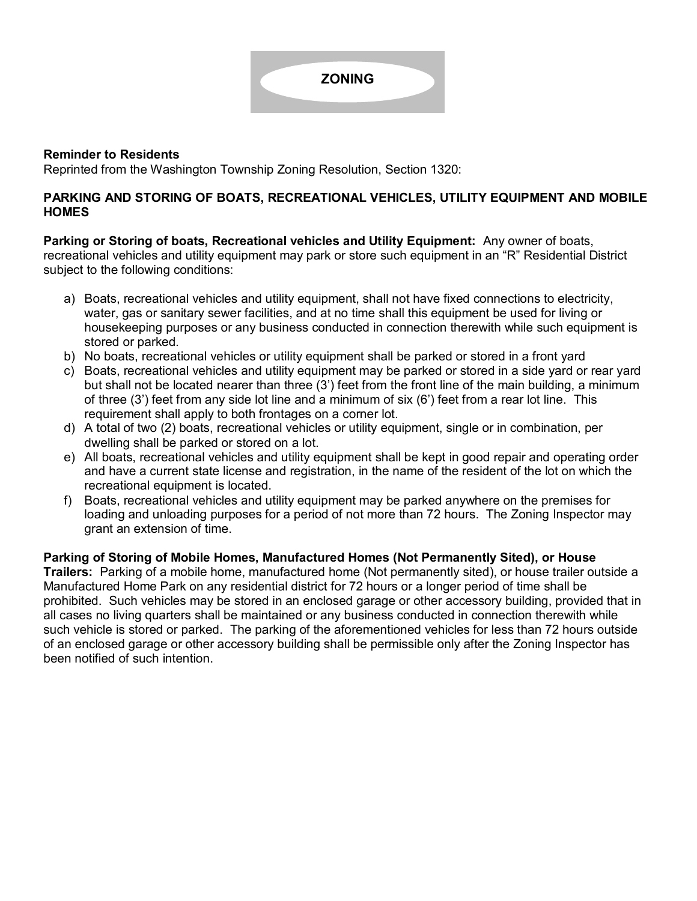# ZONING

**Reminder to Residents**
Reprinted from the Washington Township Zoning Resolution, Section 1320:

**PARKING AND STORING OF BOATS, RECREATIONAL VEHICLES, UTILITY EQUIPMENT AND MOBILE HOMES**

**Parking or Storing of boats, Recreational vehicles and Utility Equipment:** Any owner of boats, recreational vehicles and utility equipment may park or store such equipment in an "R" Residential District subject to the following conditions:

a) Boats, recreational vehicles and utility equipment, shall not have fixed connections to electricity, water, gas or sanitary sewer facilities, and at no time shall this equipment be used for living or housekeeping purposes or any business conducted in connection therewith while such equipment is stored or parked.
b) No boats, recreational vehicles or utility equipment shall be parked or stored in a front yard
c) Boats, recreational vehicles and utility equipment may be parked or stored in a side yard or rear yard but shall not be located nearer than three (3') feet from the front line of the main building, a minimum of three (3') feet from any side lot line and a minimum of six (6') feet from a rear lot line. This requirement shall apply to both frontages on a corner lot.
d) A total of two (2) boats, recreational vehicles or utility equipment, single or in combination, per dwelling shall be parked or stored on a lot.
e) All boats, recreational vehicles and utility equipment shall be kept in good repair and operating order and have a current state license and registration, in the name of the resident of the lot on which the recreational equipment is located.
f) Boats, recreational vehicles and utility equipment may be parked anywhere on the premises for loading and unloading purposes for a period of not more than 72 hours. The Zoning Inspector may grant an extension of time.

**Parking of Storing of Mobile Homes, Manufactured Homes (Not Permanently Sited), or House Trailers:** Parking of a mobile home, manufactured home (Not permanently sited), or house trailer outside a Manufactured Home Park on any residential district for 72 hours or a longer period of time shall be prohibited. Such vehicles may be stored in an enclosed garage or other accessory building, provided that in all cases no living quarters shall be maintained or any business conducted in connection therewith while such vehicle is stored or parked. The parking of the aforementioned vehicles for less than 72 hours outside of an enclosed garage or other accessory building shall be permissible only after the Zoning Inspector has been notified of such intention.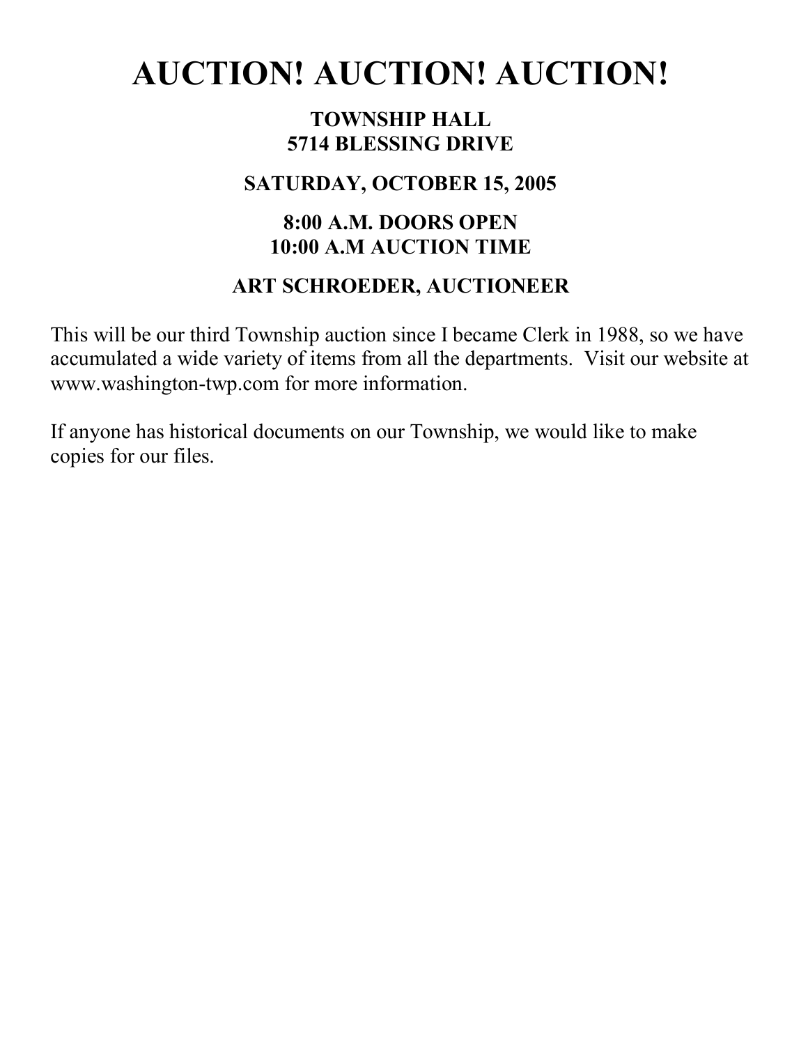# AUCTION! AUCTION! AUCTION!

**TOWNSHIP HALL**
**5714 BLESSING DRIVE**

**SATURDAY, OCTOBER 15, 2005**

**8:00 A.M. DOORS OPEN**
**10:00 A.M AUCTION TIME**

**ART SCHROEDER, AUCTIONEER**

This will be our third Township auction since I became Clerk in 1988, so we have accumulated a wide variety of items from all the departments. Visit our website at www.washington-twp.com for more information.

If anyone has historical documents on our Township, we would like to make copies for our files.